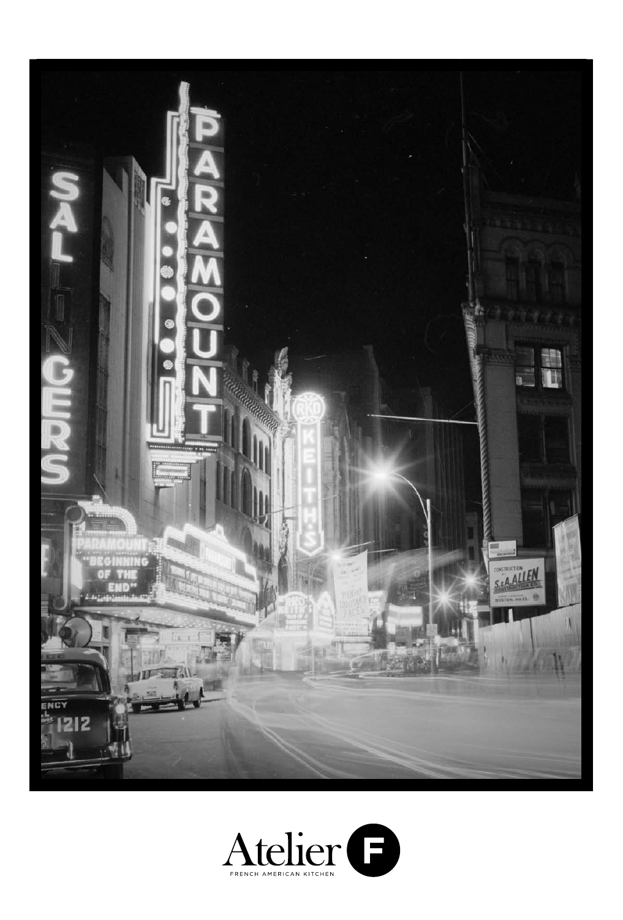Atelier F

FRENCH AMERICAN KITCHEN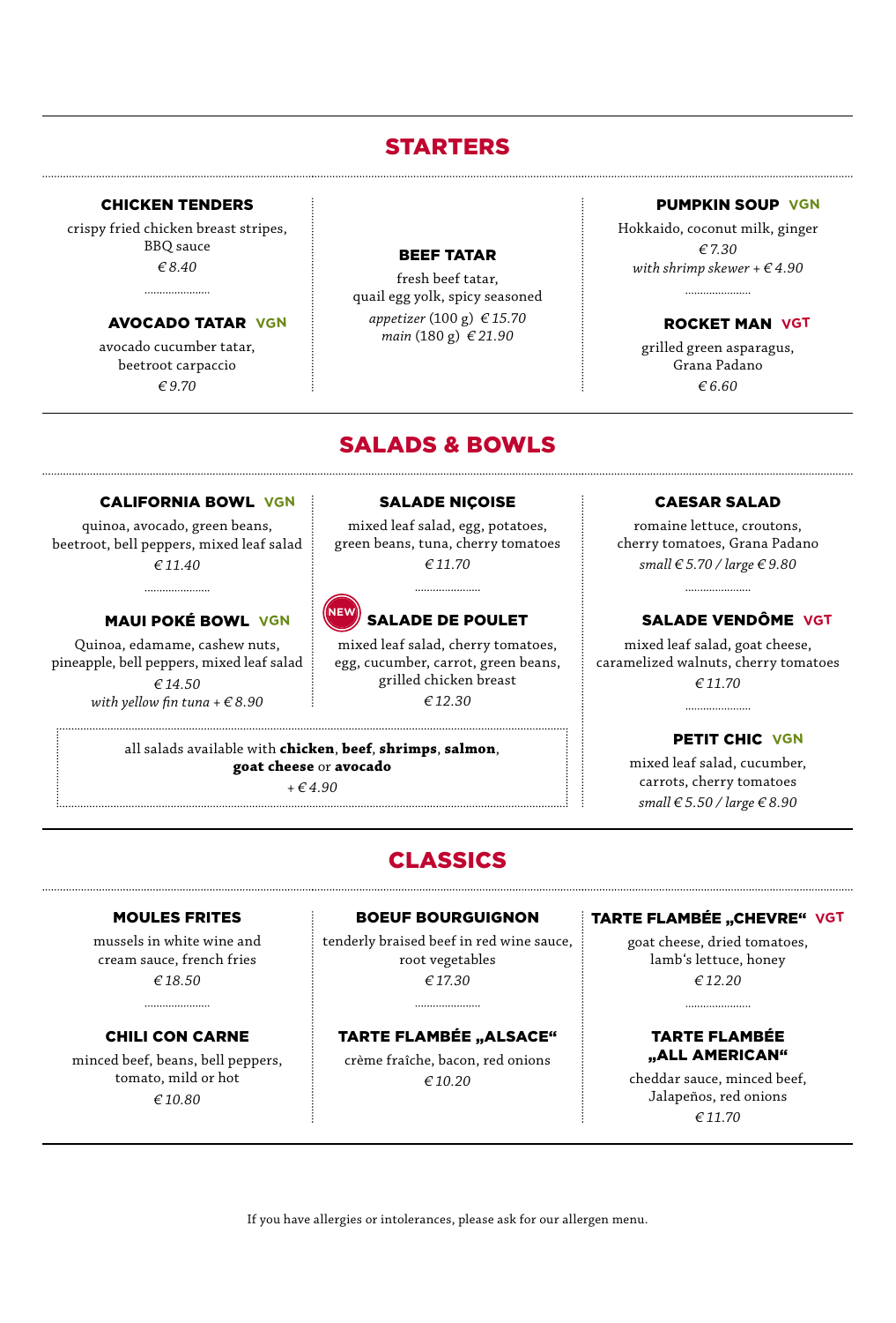## STARTERS

### CHICKEN TENDERS

crispy fried chicken breast stripes, BBQ sauce

*€ 8.40*

### AVOCADO TATAR VGN

avocado cucumber tatar, beetroot carpaccio

*€ 9.70*

### BEEF TATAR

fresh beef tatar, quail egg yolk, spicy seasoned

*appetizer* (100 g) *€ 15.70*
*main* (180 g) *€ 21.90*

### PUMPKIN SOUP VGN

Hokkaido, coconut milk, ginger

*€ 7.30*

*with shrimp skewer + € 4.90*

### ROCKET MAN VGT

grilled green asparagus, Grana Padano

*€ 6.60*

## SALADS & BOWLS

### CALIFORNIA BOWL VGN

quinoa, avocado, green beans, beetroot, bell peppers, mixed leaf salad

*€ 11.40*

### MAUI POKÉ BOWL VGN

Quinoa, edamame, cashew nuts, pineapple, bell peppers, mixed leaf salad

*€ 14.50*

*with yellow fin tuna + € 8.90*

### SALADE NIÇOISE

mixed leaf salad, egg, potatoes, green beans, tuna, cherry tomatoes

*€ 11.70*

### NEW SALADE DE POULET

mixed leaf salad, cherry tomatoes, egg, cucumber, carrot, green beans, grilled chicken breast

*€ 12.30*

all salads available with **chicken**, **beef**, **shrimps**, **salmon**, **goat cheese** or **avocado**

*+ € 4.90*

### CAESAR SALAD

romaine lettuce, croutons, cherry tomatoes, Grana Padano

*small € 5.70 / large € 9.80*

### SALADE VENDÔME VGT

mixed leaf salad, goat cheese, caramelized walnuts, cherry tomatoes

*€ 11.70*

### PETIT CHIC VGN

mixed leaf salad, cucumber, carrots, cherry tomatoes

*small € 5.50 / large € 8.90*

## CLASSICS

### MOULES FRITES

mussels in white wine and cream sauce, french fries

*€ 18.50*

### CHILI CON CARNE

minced beef, beans, bell peppers, tomato, mild or hot

*€ 10.80*

### BOEUF BOURGUIGNON

tenderly braised beef in red wine sauce, root vegetables

*€ 17.30*

### TARTE FLAMBÉE „ALSACE“

crème fraîche, bacon, red onions

*€ 10.20*

### TARTE FLAMBÉE „CHEVRE“ VGT

goat cheese, dried tomatoes, lamb's lettuce, honey

*€ 12.20*

### TARTE FLAMBÉE „ALL AMERICAN“

cheddar sauce, minced beef, Jalapeños, red onions

*€ 11.70*

If you have allergies or intolerances, please ask for our allergen menu.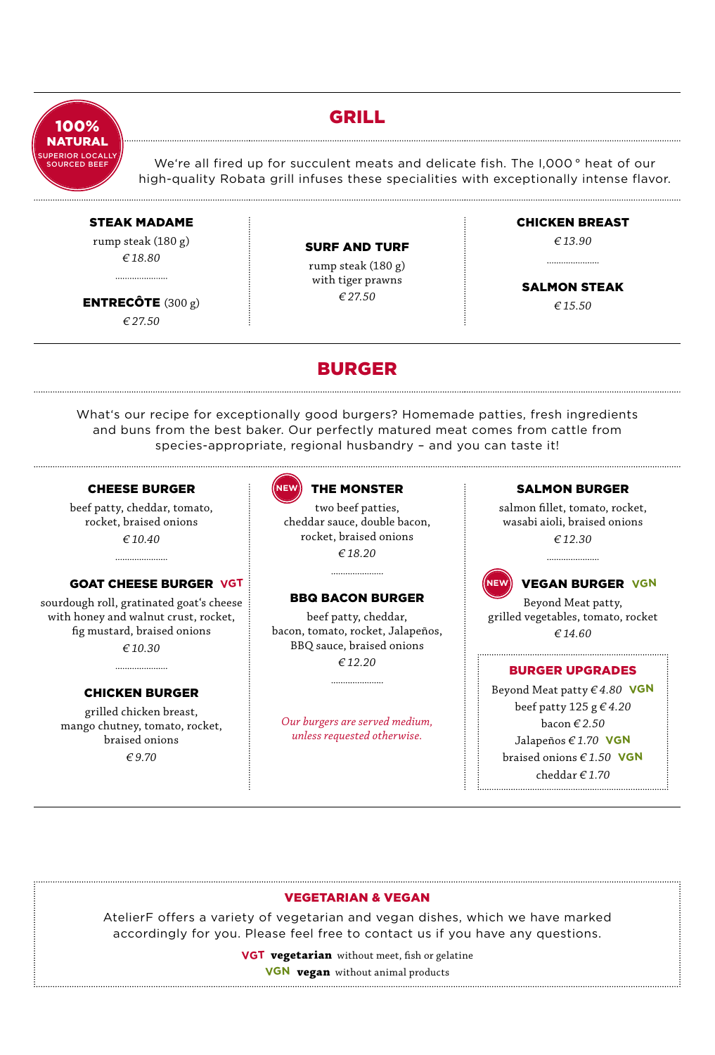**100% NATURAL**
SUPERIOR LOCALLY SOURCED BEEF

## GRILL

We're all fired up for succulent meats and delicate fish. The 1,000 ° heat of our high-quality Robata grill infuses these specialities with exceptionally intense flavor.

**STEAK MADAME**
rump steak (180 g)
*€ 18.80*

**ENTRECÔTE** (300 g)
*€ 27.50*

**SURF AND TURF**
rump steak (180 g)
with tiger prawns
*€ 27.50*

**CHICKEN BREAST**
*€ 13.90*

**SALMON STEAK**
*€ 15.50*

## BURGER

What's our recipe for exceptionally good burgers? Homemade patties, fresh ingredients and buns from the best baker. Our perfectly matured meat comes from cattle from species-appropriate, regional husbandry – and you can taste it!

**CHEESE BURGER**
beef patty, cheddar, tomato, rocket, braised onions
*€ 10.40*

**GOAT CHEESE BURGER** VGT
sourdough roll, gratinated goat's cheese with honey and walnut crust, rocket, fig mustard, braised onions
*€ 10.30*

**CHICKEN BURGER**
grilled chicken breast, mango chutney, tomato, rocket, braised onions
*€ 9.70*

NEW **THE MONSTER**
two beef patties, cheddar sauce, double bacon, rocket, braised onions
*€ 18.20*

**BBQ BACON BURGER**
beef patty, cheddar, bacon, tomato, rocket, Jalapeños, BBQ sauce, braised onions
*€ 12.20*

*Our burgers are served medium, unless requested otherwise.*

**SALMON BURGER**
salmon fillet, tomato, rocket, wasabi aioli, braised onions
*€ 12.30*

NEW **VEGAN BURGER** VGN
Beyond Meat patty, grilled vegetables, tomato, rocket
*€ 14.60*

**BURGER UPGRADES**
Beyond Meat patty *€ 4.80* VGN
beef patty 125 g *€ 4.20*
bacon *€ 2.50*
Jalapeños *€ 1.70* VGN
braised onions *€ 1.50* VGN
cheddar *€ 1.70*

**VEGETARIAN & VEGAN**

AtelierF offers a variety of vegetarian and vegan dishes, which we have marked accordingly for you. Please feel free to contact us if you have any questions.

VGT **vegetarian** without meet, fish or gelatine
VGN **vegan** without animal products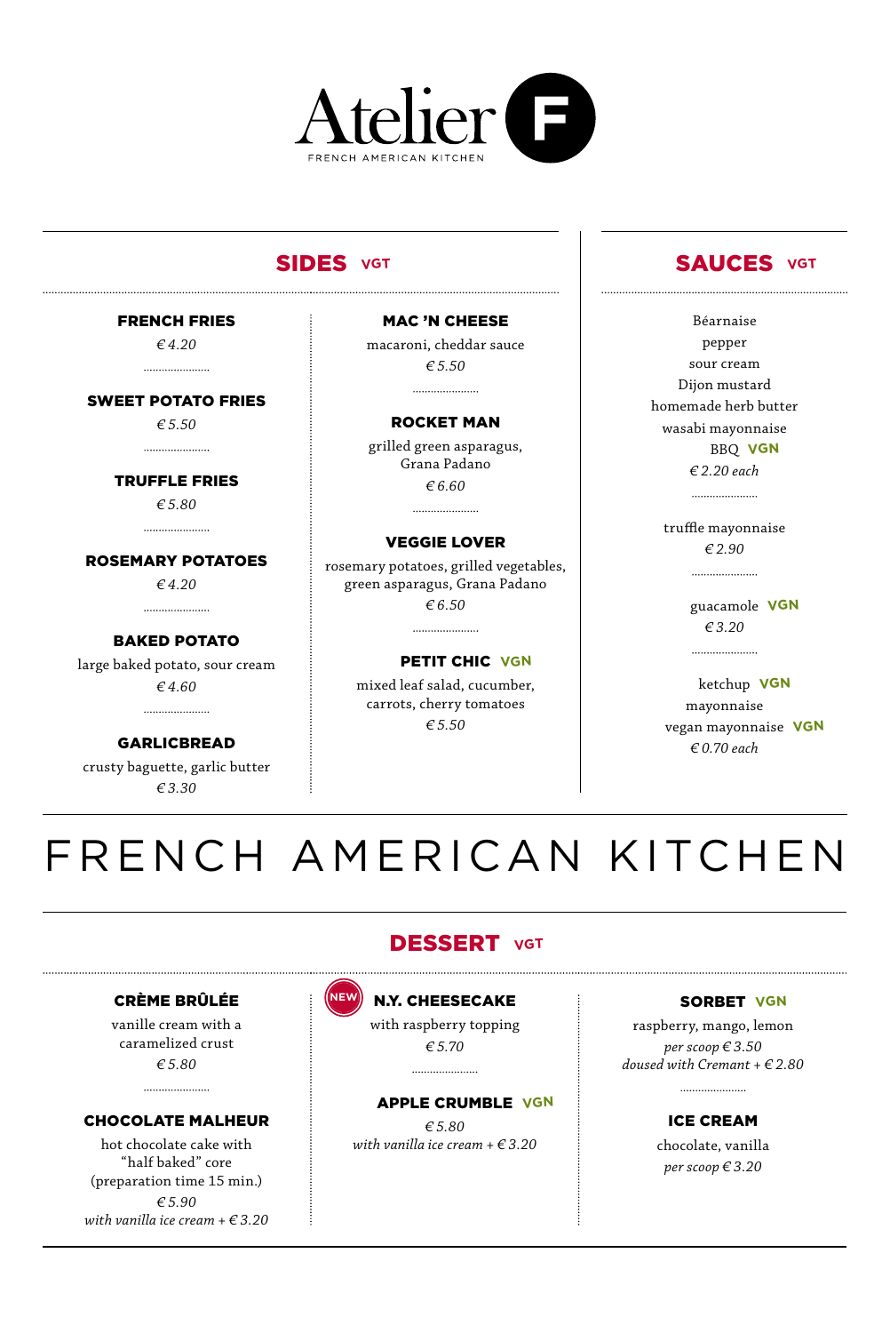# Atelier F

FRENCH AMERICAN KITCHEN

## SIDES VGT

**FRENCH FRIES**
*€ 4.20*

**SWEET POTATO FRIES**
*€ 5.50*

**TRUFFLE FRIES**
*€ 5.80*

**ROSEMARY POTATOES**
*€ 4.20*

**BAKED POTATO**
large baked potato, sour cream
*€ 4.60*

**GARLICBREAD**
crusty baguette, garlic butter
*€ 3.30*

**MAC 'N CHEESE**
macaroni, cheddar sauce
*€ 5.50*

**ROCKET MAN**
grilled green asparagus, Grana Padano
*€ 6.60*

**VEGGIE LOVER**
rosemary potatoes, grilled vegetables, green asparagus, Grana Padano
*€ 6.50*

**PETIT CHIC** VGN
mixed leaf salad, cucumber, carrots, cherry tomatoes
*€ 5.50*

## SAUCES VGT

Béarnaise
pepper
sour cream
Dijon mustard
homemade herb butter
wasabi mayonnaise
BBQ VGN
*€ 2.20 each*

truffle mayonnaise
*€ 2.90*

guacamole VGN
*€ 3.20*

ketchup VGN
mayonnaise
vegan mayonnaise VGN
*€ 0.70 each*

# FRENCH AMERICAN KITCHEN

## DESSERT VGT

**CRÈME BRÛLÉE**
vanille cream with a caramelized crust
*€ 5.80*

**CHOCOLATE MALHEUR**
hot chocolate cake with "half baked" core
(preparation time 15 min.)
*€ 5.90*
*with vanilla ice cream + € 3.20*

NEW **N.Y. CHEESECAKE**
with raspberry topping
*€ 5.70*

**APPLE CRUMBLE** VGN
*€ 5.80*
*with vanilla ice cream + € 3.20*

**SORBET** VGN
raspberry, mango, lemon
*per scoop € 3.50*
*doused with Cremant + € 2.80*

**ICE CREAM**
chocolate, vanilla
*per scoop € 3.20*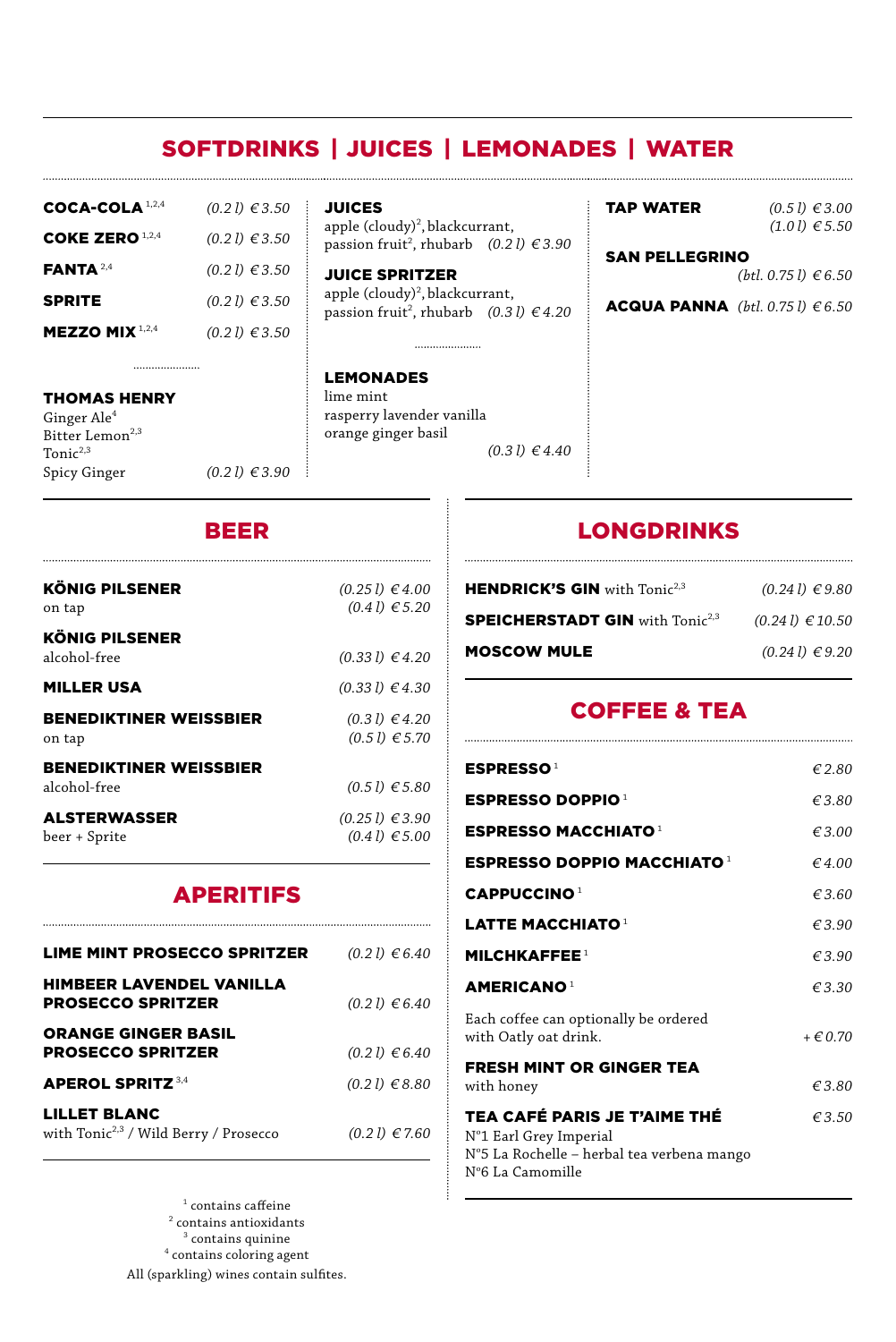## SOFTDRINKS | JUICES | LEMONADES | WATER

**COCA-COLA** [1,2,4] *(0.2 l) € 3.50*

**COKE ZERO** [1,2,4] *(0.2 l) € 3.50*

**FANTA** [2,4] *(0.2 l) € 3.50*

**SPRITE** *(0.2 l) € 3.50*

**MEZZO MIX** [1,2,4] *(0.2 l) € 3.50*

**THOMAS HENRY**
Ginger Ale[4]
Bitter Lemon[2,3]
Tonic[2,3]
Spicy Ginger *(0.2 l) € 3.90*

**JUICES**
apple (cloudy)[2], blackcurrant, passion fruit[2], rhubarb *(0.2 l) € 3.90*

**JUICE SPRITZER**
apple (cloudy)[2], blackcurrant, passion fruit[2], rhubarb *(0.3 l) € 4.20*

**LEMONADES**
lime mint
rasperry lavender vanilla
orange ginger basil
*(0.3 l) € 4.40*

**TAP WATER** *(0.5 l) € 3.00*
*(1.0 l) € 5.50*

**SAN PELLEGRINO** *(btl. 0.75 l) € 6.50*

**ACQUA PANNA** *(btl. 0.75 l) € 6.50*

## BEER

**KÖNIG PILSENER**
on tap *(0.25 l) € 4.00*
*(0.4 l) € 5.20*

**KÖNIG PILSENER**
alcohol-free *(0.33 l) € 4.20*

**MILLER USA** *(0.33 l) € 4.30*

**BENEDIKTINER WEISSBIER**
on tap *(0.3 l) € 4.20*
*(0.5 l) € 5.70*

**BENEDIKTINER WEISSBIER**
alcohol-free *(0.5 l) € 5.80*

**ALSTERWASSER**
beer + Sprite *(0.25 l) € 3.90*
*(0.4 l) € 5.00*

## APERITIFS

**LIME MINT PROSECCO SPRITZER** *(0.2 l) € 6.40*

**HIMBEER LAVENDEL VANILLA PROSECCO SPRITZER** *(0.2 l) € 6.40*

**ORANGE GINGER BASIL PROSECCO SPRITZER** *(0.2 l) € 6.40*

**APEROL SPRITZ** [3,4] *(0.2 l) € 8.80*

**LILLET BLANC**
with Tonic[2,3] / Wild Berry / Prosecco *(0.2 l) € 7.60*

## LONGDRINKS

**HENDRICK'S GIN** with Tonic[2,3] *(0.24 l) € 9.80*

**SPEICHERSTADT GIN** with Tonic[2,3] *(0.24 l) € 10.50*

**MOSCOW MULE** *(0.24 l) € 9.20*

## COFFEE & TEA

**ESPRESSO** [1] *€ 2.80*

**ESPRESSO DOPPIO** [1] *€ 3.80*

**ESPRESSO MACCHIATO** [1] *€ 3.00*

**ESPRESSO DOPPIO MACCHIATO** [1] *€ 4.00*

**CAPPUCCINO** [1] *€ 3.60*

**LATTE MACCHIATO** [1] *€ 3.90*

**MILCHKAFFEE** [1] *€ 3.90*

**AMERICANO** [1] *€ 3.30*

Each coffee can optionally be ordered with Oatly oat drink. *+ € 0.70*

**FRESH MINT OR GINGER TEA**
with honey *€ 3.80*

**TEA CAFÉ PARIS JE T'AIME THÉ** *€ 3.50*
N°1 Earl Grey Imperial
N°5 La Rochelle – herbal tea verbena mango
N°6 La Camomille

[1] contains caffeine
[2] contains antioxidants
[3] contains quinine
[4] contains coloring agent
All (sparkling) wines contain sulfites.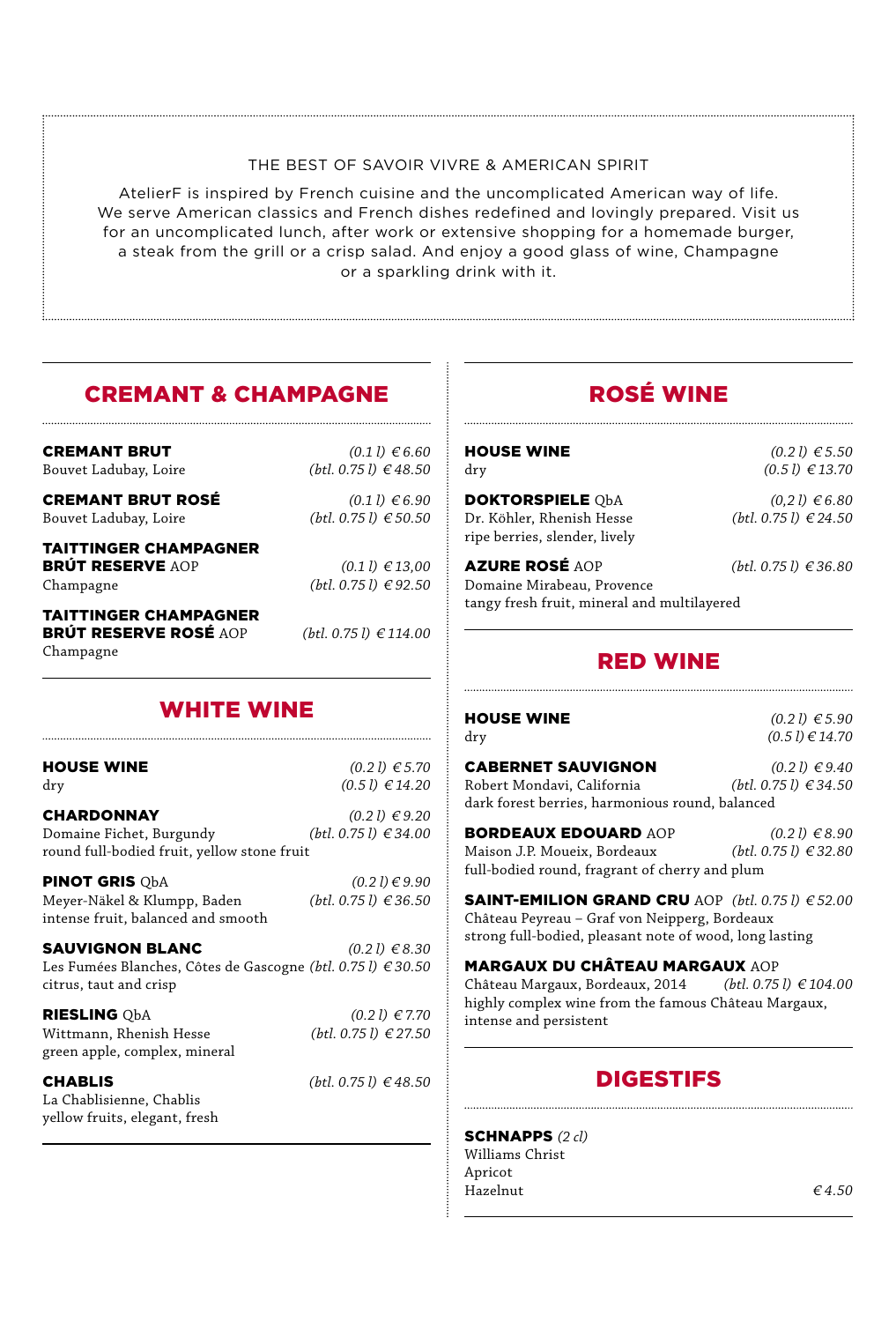THE BEST OF SAVOIR VIVRE & AMERICAN SPIRIT

AtelierF is inspired by French cuisine and the uncomplicated American way of life. We serve American classics and French dishes redefined and lovingly prepared. Visit us for an uncomplicated lunch, after work or extensive shopping for a homemade burger, a steak from the grill or a crisp salad. And enjoy a good glass of wine, Champagne or a sparkling drink with it.

## CREMANT & CHAMPAGNE

**CREMANT BRUT** — *(0.1 l) € 6.60* / *(btl. 0.75 l) € 48.50*
Bouvet Ladubay, Loire

**CREMANT BRUT ROSÉ** — *(0.1 l) € 6.90* / *(btl. 0.75 l) € 50.50*
Bouvet Ladubay, Loire

**TAITTINGER CHAMPAGNER BRÚT RESERVE** AOP — *(0.1 l) € 13,00* / *(btl. 0.75 l) € 92.50*
Champagne

**TAITTINGER CHAMPAGNER BRÚT RESERVE ROSÉ** AOP — *(btl. 0.75 l) € 114.00*
Champagne

## WHITE WINE

**HOUSE WINE** — *(0.2 l) € 5.70* / *(0.5 l) € 14.20*
dry

**CHARDONNAY** — *(0.2 l) € 9.20* / *(btl. 0.75 l) € 34.00*
Domaine Fichet, Burgundy
round full-bodied fruit, yellow stone fruit

**PINOT GRIS** QbA — *(0.2 l) € 9.90* / *(btl. 0.75 l) € 36.50*
Meyer-Näkel & Klumpp, Baden
intense fruit, balanced and smooth

**SAUVIGNON BLANC** — *(0.2 l) € 8.30* / *(btl. 0.75 l) € 30.50*
Les Fumées Blanches, Côtes de Gascogne
citrus, taut and crisp

**RIESLING** QbA — *(0.2 l) € 7.70* / *(btl. 0.75 l) € 27.50*
Wittmann, Rhenish Hesse
green apple, complex, mineral

**CHABLIS** — *(btl. 0.75 l) € 48.50*
La Chablisienne, Chablis
yellow fruits, elegant, fresh

## ROSÉ WINE

**HOUSE WINE** — *(0.2 l) € 5.50* / *(0.5 l) € 13.70*
dry

**DOKTORSPIELE** QbA — *(0,2 l) € 6.80* / *(btl. 0.75 l) € 24.50*
Dr. Köhler, Rhenish Hesse
ripe berries, slender, lively

**AZURE ROSÉ** AOP — *(btl. 0.75 l) € 36.80*
Domaine Mirabeau, Provence
tangy fresh fruit, mineral and multilayered

## RED WINE

**HOUSE WINE** — *(0.2 l) € 5.90* / *(0.5 l) € 14.70*
dry

**CABERNET SAUVIGNON** — *(0.2 l) € 9.40* / *(btl. 0.75 l) € 34.50*
Robert Mondavi, California
dark forest berries, harmonious round, balanced

**BORDEAUX EDOUARD** AOP — *(0.2 l) € 8.90* / *(btl. 0.75 l) € 32.80*
Maison J.P. Moueix, Bordeaux
full-bodied round, fragrant of cherry and plum

**SAINT-EMILION GRAND CRU** AOP — *(btl. 0.75 l) € 52.00*
Château Peyreau – Graf von Neipperg, Bordeaux
strong full-bodied, pleasant note of wood, long lasting

**MARGAUX DU CHÂTEAU MARGAUX** AOP — *(btl. 0.75 l) € 104.00*
Château Margaux, Bordeaux, 2014
highly complex wine from the famous Château Margaux, intense and persistent

## DIGESTIFS

**SCHNAPPS** *(2 cl)*
Williams Christ
Apricot
Hazelnut — € 4.50